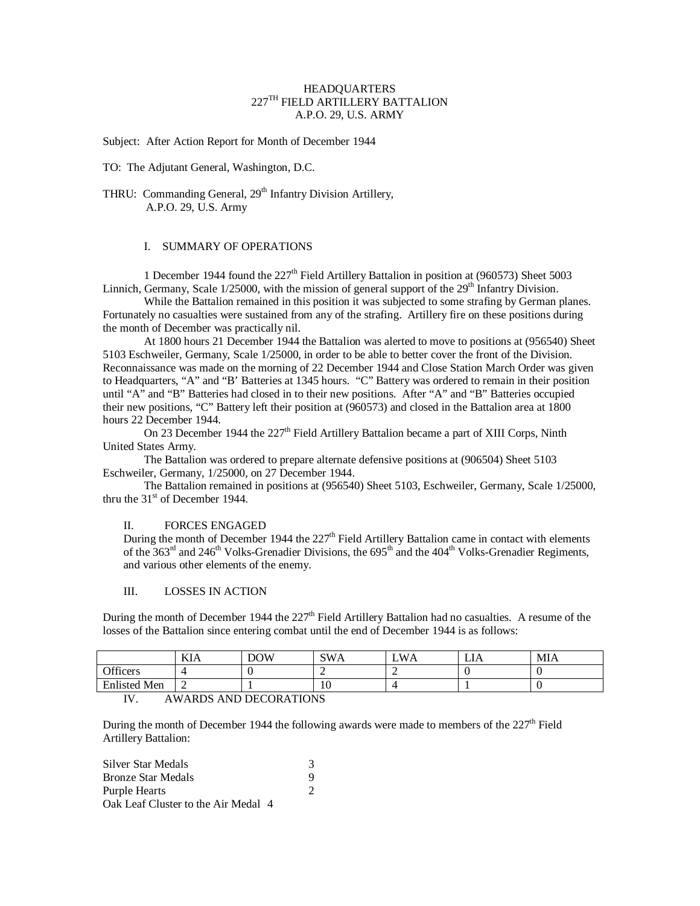HEADQUARTERS
227[TH] FIELD ARTILLERY BATTALION
A.P.O. 29, U.S. ARMY

Subject: After Action Report for Month of December 1944

TO: The Adjutant General, Washington, D.C.

THRU: Commanding General, 29[th] Infantry Division Artillery,
A.P.O. 29, U.S. Army

## I. SUMMARY OF OPERATIONS

1 December 1944 found the 227[th] Field Artillery Battalion in position at (960573) Sheet 5003 Linnich, Germany, Scale 1/25000, with the mission of general support of the 29[th] Infantry Division.

While the Battalion remained in this position it was subjected to some strafing by German planes. Fortunately no casualties were sustained from any of the strafing. Artillery fire on these positions during the month of December was practically nil.

At 1800 hours 21 December 1944 the Battalion was alerted to move to positions at (956540) Sheet 5103 Eschweiler, Germany, Scale 1/25000, in order to be able to better cover the front of the Division. Reconnaissance was made on the morning of 22 December 1944 and Close Station March Order was given to Headquarters, "A" and "B' Batteries at 1345 hours. "C" Battery was ordered to remain in their position until "A" and "B" Batteries had closed in to their new positions. After "A" and "B" Batteries occupied their new positions, "C" Battery left their position at (960573) and closed in the Battalion area at 1800 hours 22 December 1944.

On 23 December 1944 the 227[th] Field Artillery Battalion became a part of XIII Corps, Ninth United States Army.

The Battalion was ordered to prepare alternate defensive positions at (906504) Sheet 5103 Eschweiler, Germany, 1/25000, on 27 December 1944.

The Battalion remained in positions at (956540) Sheet 5103, Eschweiler, Germany, Scale 1/25000, thru the 31[st] of December 1944.

## II. FORCES ENGAGED

During the month of December 1944 the 227[th] Field Artillery Battalion came in contact with elements of the 363[rd] and 246[th] Volks-Grenadier Divisions, the 695[th] and the 404[th] Volks-Grenadier Regiments, and various other elements of the enemy.

## III. LOSSES IN ACTION

During the month of December 1944 the 227[th] Field Artillery Battalion had no casualties. A resume of the losses of the Battalion since entering combat until the end of December 1944 is as follows:

| | KIA | DOW | SWA | LWA | LIA | MIA |
|---|---|---|---|---|---|---|
| Officers | 4 | 0 | 2 | 2 | 0 | 0 |
| Enlisted Men | 2 | 1 | 10 | 4 | 1 | 0 |

## IV. AWARDS AND DECORATIONS

During the month of December 1944 the following awards were made to members of the 227[th] Field Artillery Battalion:

| | |
|---|---|
| Silver Star Medals | 3 |
| Bronze Star Medals | 9 |
| Purple Hearts | 2 |
| Oak Leaf Cluster to the Air Medal | 4 |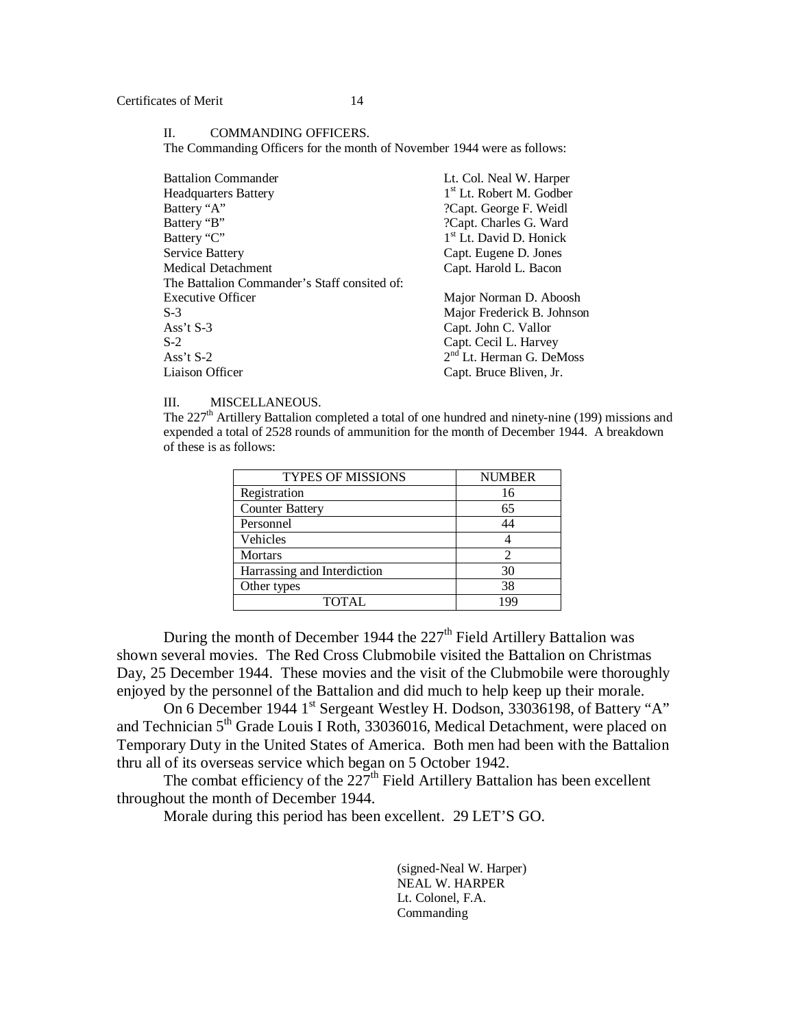II. COMMANDING OFFICERS.

The Commanding Officers for the month of November 1944 were as follows:

Battalion Commander — Lt. Col. Neal W. Harper
Headquarters Battery — 1st Lt. Robert M. Godber
Battery "A" — ?Capt. George F. Weidl
Battery "B" — ?Capt. Charles G. Ward
Battery "C" — 1st Lt. David D. Honick
Service Battery — Capt. Eugene D. Jones
Medical Detachment — Capt. Harold L. Bacon

The Battalion Commander's Staff consited of:

Executive Officer — Major Norman D. Aboosh
S-3 — Major Frederick B. Johnson
Ass't S-3 — Capt. John C. Vallor
S-2 — Capt. Cecil L. Harvey
Ass't S-2 — 2nd Lt. Herman G. DeMoss
Liaison Officer — Capt. Bruce Bliven, Jr.

III. MISCELLANEOUS.

The 227th Artillery Battalion completed a total of one hundred and ninety-nine (199) missions and expended a total of 2528 rounds of ammunition for the month of December 1944. A breakdown of these is as follows:

| TYPES OF MISSIONS | NUMBER |
| --- | --- |
| Registration | 16 |
| Counter Battery | 65 |
| Personnel | 44 |
| Vehicles | 4 |
| Mortars | 2 |
| Harrassing and Interdiction | 30 |
| Other types | 38 |
| TOTAL | 199 |

During the month of December 1944 the 227th Field Artillery Battalion was shown several movies. The Red Cross Clubmobile visited the Battalion on Christmas Day, 25 December 1944. These movies and the visit of the Clubmobile were thoroughly enjoyed by the personnel of the Battalion and did much to help keep up their morale.

On 6 December 1944 1st Sergeant Westley H. Dodson, 33036198, of Battery "A" and Technician 5th Grade Louis I Roth, 33036016, Medical Detachment, were placed on Temporary Duty in the United States of America. Both men had been with the Battalion thru all of its overseas service which began on 5 October 1942.

The combat efficiency of the 227th Field Artillery Battalion has been excellent throughout the month of December 1944.

Morale during this period has been excellent. 29 LET'S GO.

(signed-Neal W. Harper)
NEAL W. HARPER
Lt. Colonel, F.A.
Commanding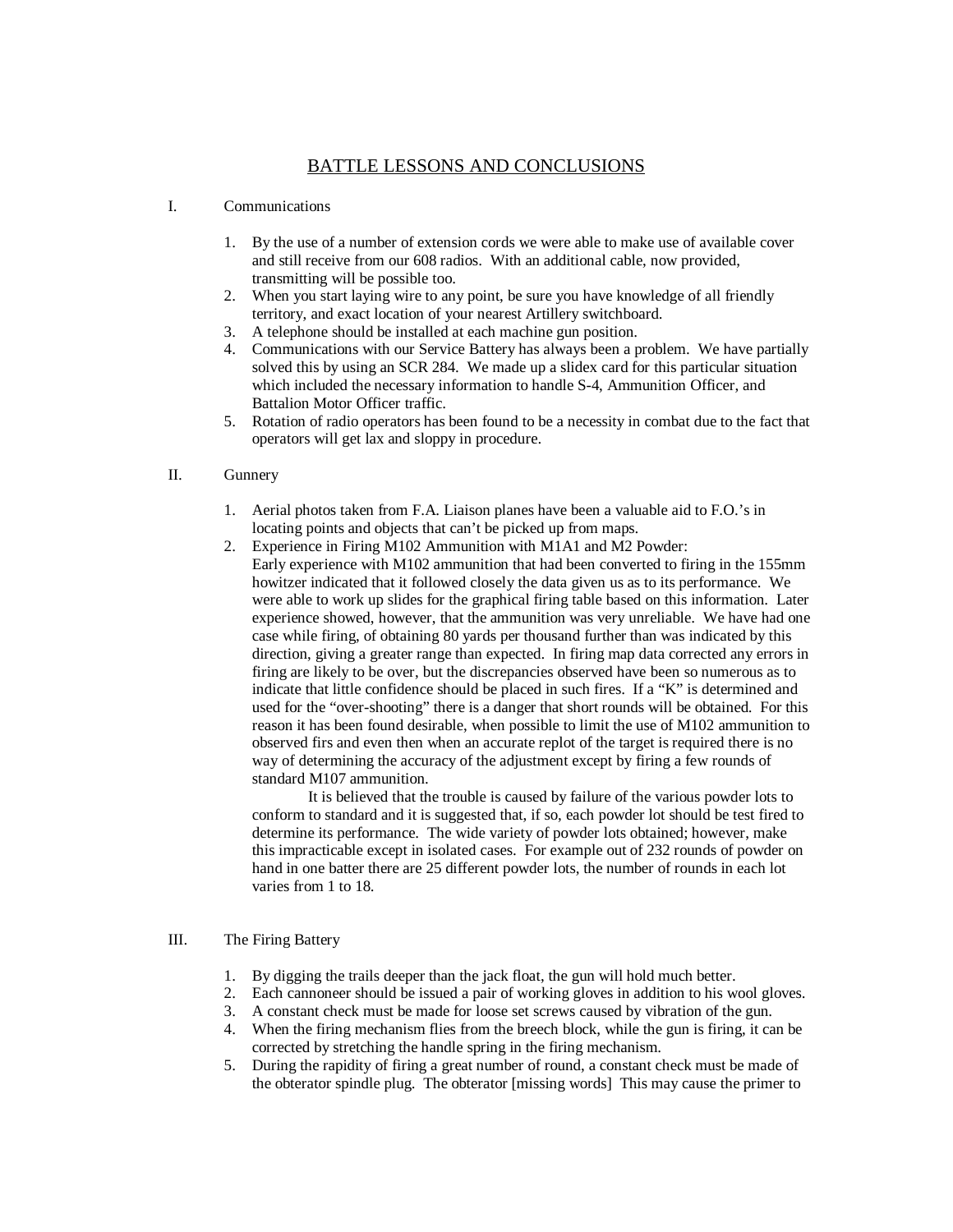# BATTLE LESSONS AND CONCLUSIONS

I. Communications

1. By the use of a number of extension cords we were able to make use of available cover and still receive from our 608 radios. With an additional cable, now provided, transmitting will be possible too.
2. When you start laying wire to any point, be sure you have knowledge of all friendly territory, and exact location of your nearest Artillery switchboard.
3. A telephone should be installed at each machine gun position.
4. Communications with our Service Battery has always been a problem. We have partially solved this by using an SCR 284. We made up a slidex card for this particular situation which included the necessary information to handle S-4, Ammunition Officer, and Battalion Motor Officer traffic.
5. Rotation of radio operators has been found to be a necessity in combat due to the fact that operators will get lax and sloppy in procedure.

II. Gunnery

1. Aerial photos taken from F.A. Liaison planes have been a valuable aid to F.O.'s in locating points and objects that can't be picked up from maps.
2. Experience in Firing M102 Ammunition with M1A1 and M2 Powder:
   Early experience with M102 ammunition that had been converted to firing in the 155mm howitzer indicated that it followed closely the data given us as to its performance. We were able to work up slides for the graphical firing table based on this information. Later experience showed, however, that the ammunition was very unreliable. We have had one case while firing, of obtaining 80 yards per thousand further than was indicated by this direction, giving a greater range than expected. In firing map data corrected any errors in firing are likely to be over, but the discrepancies observed have been so numerous as to indicate that little confidence should be placed in such fires. If a "K" is determined and used for the "over-shooting" there is a danger that short rounds will be obtained. For this reason it has been found desirable, when possible to limit the use of M102 ammunition to observed firs and even then when an accurate replot of the target is required there is no way of determining the accuracy of the adjustment except by firing a few rounds of standard M107 ammunition.

   It is believed that the trouble is caused by failure of the various powder lots to conform to standard and it is suggested that, if so, each powder lot should be test fired to determine its performance. The wide variety of powder lots obtained; however, make this impracticable except in isolated cases. For example out of 232 rounds of powder on hand in one batter there are 25 different powder lots, the number of rounds in each lot varies from 1 to 18.

III. The Firing Battery

1. By digging the trails deeper than the jack float, the gun will hold much better.
2. Each cannoneer should be issued a pair of working gloves in addition to his wool gloves.
3. A constant check must be made for loose set screws caused by vibration of the gun.
4. When the firing mechanism flies from the breech block, while the gun is firing, it can be corrected by stretching the handle spring in the firing mechanism.
5. During the rapidity of firing a great number of round, a constant check must be made of the obterator spindle plug. The obterator [missing words] This may cause the primer to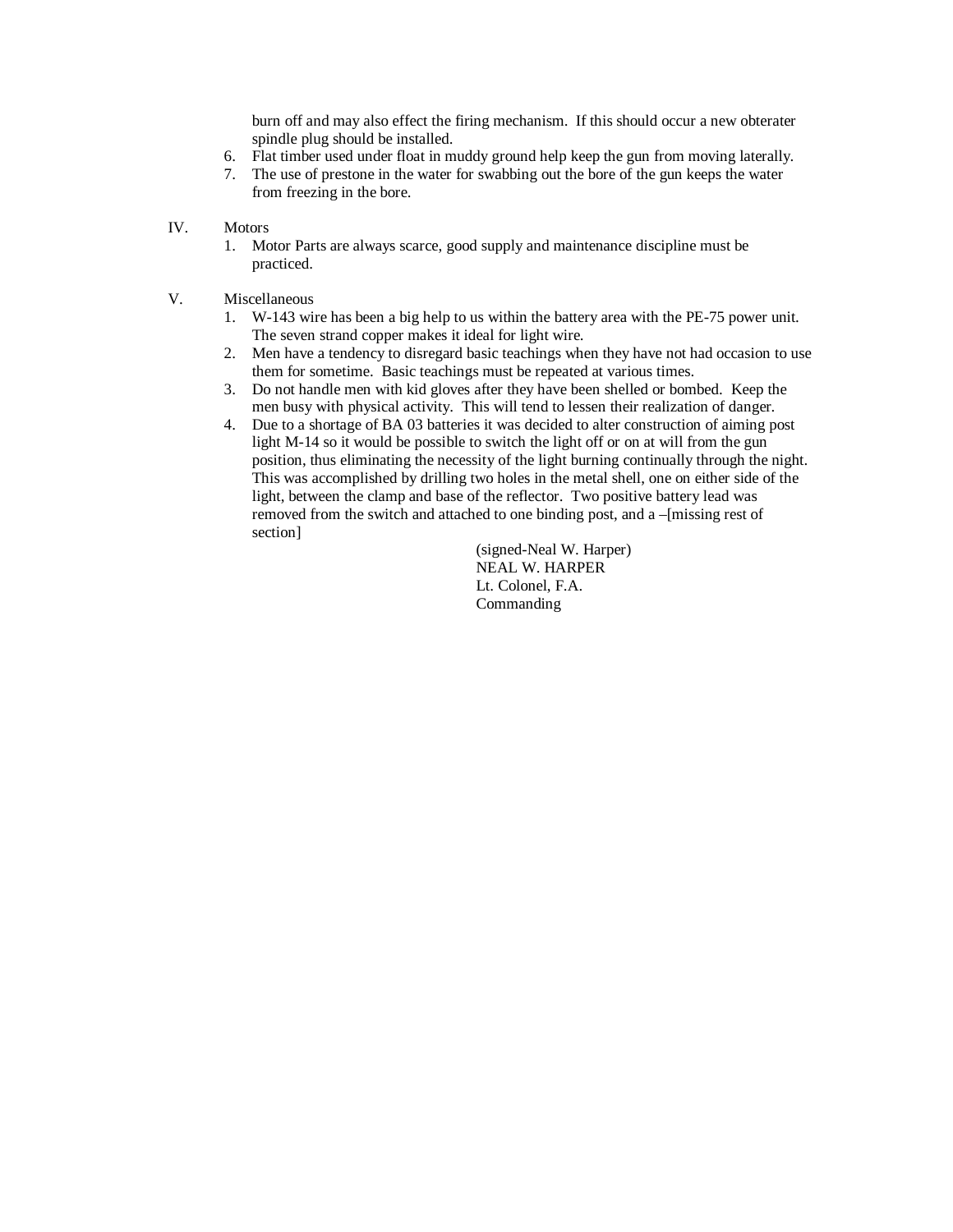burn off and may also effect the firing mechanism. If this should occur a new obterater spindle plug should be installed.

6. Flat timber used under float in muddy ground help keep the gun from moving laterally.
7. The use of prestone in the water for swabbing out the bore of the gun keeps the water from freezing in the bore.

IV. Motors

1. Motor Parts are always scarce, good supply and maintenance discipline must be practiced.

V. Miscellaneous

1. W-143 wire has been a big help to us within the battery area with the PE-75 power unit. The seven strand copper makes it ideal for light wire.
2. Men have a tendency to disregard basic teachings when they have not had occasion to use them for sometime. Basic teachings must be repeated at various times.
3. Do not handle men with kid gloves after they have been shelled or bombed. Keep the men busy with physical activity. This will tend to lessen their realization of danger.
4. Due to a shortage of BA 03 batteries it was decided to alter construction of aiming post light M-14 so it would be possible to switch the light off or on at will from the gun position, thus eliminating the necessity of the light burning continually through the night. This was accomplished by drilling two holes in the metal shell, one on either side of the light, between the clamp and base of the reflector. Two positive battery lead was removed from the switch and attached to one binding post, and a –[missing rest of section]

(signed-Neal W. Harper)
NEAL W. HARPER
Lt. Colonel, F.A.
Commanding